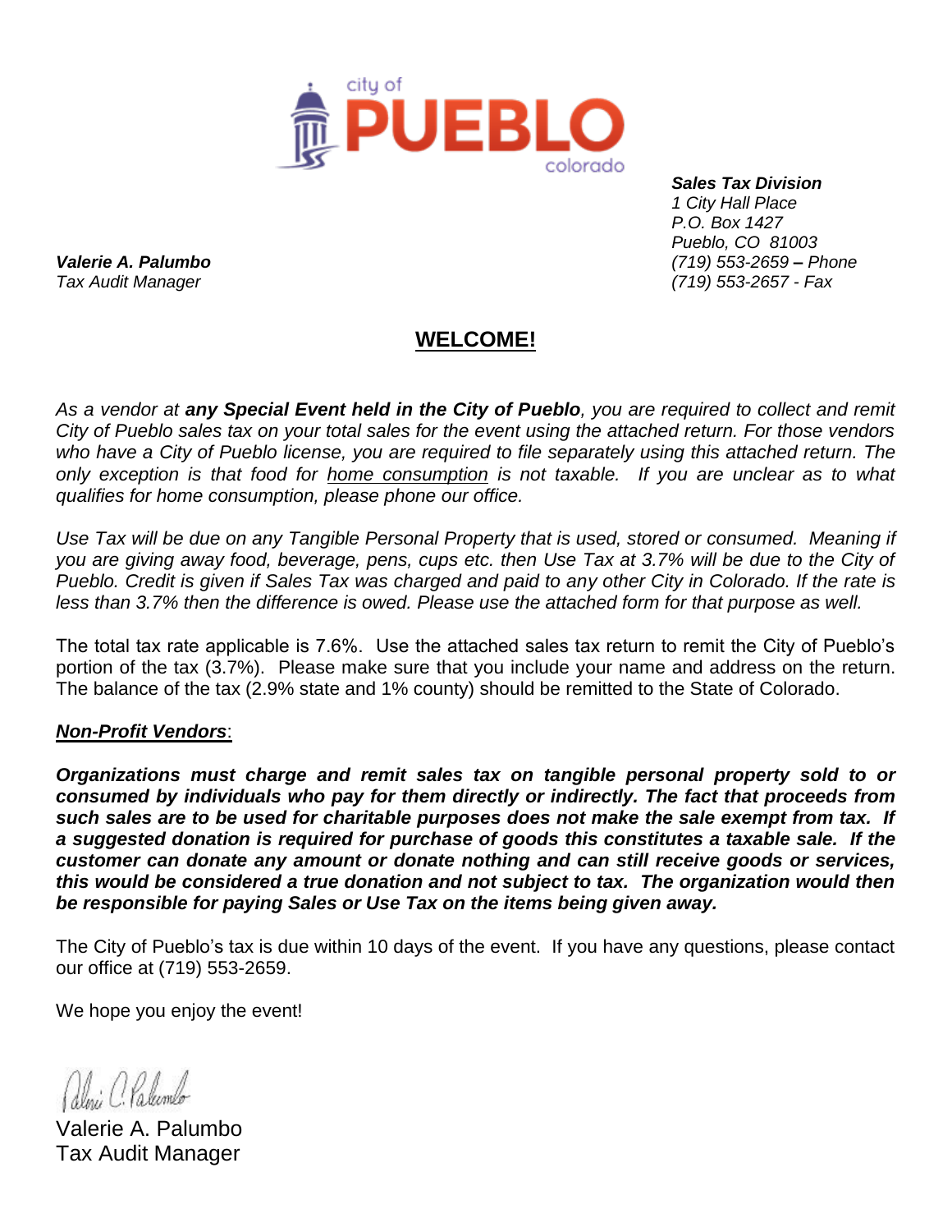city of **PUEBLO** colorado

***Sales Tax Division***
*1 City Hall Place*
*P.O. Box 1427*
*Pueblo, CO 81003*
*(719) 553-2659 – Phone*
*(719) 553-2657 - Fax*

***Valerie A. Palumbo***
*Tax Audit Manager*

## WELCOME!

*As a vendor at **any Special Event held in the City of Pueblo**, you are required to collect and remit City of Pueblo sales tax on your total sales for the event using the attached return. For those vendors who have a City of Pueblo license, you are required to file separately using this attached return. The only exception is that food for home consumption is not taxable. If you are unclear as to what qualifies for home consumption, please phone our office.*

*Use Tax will be due on any Tangible Personal Property that is used, stored or consumed. Meaning if you are giving away food, beverage, pens, cups etc. then Use Tax at 3.7% will be due to the City of Pueblo. Credit is given if Sales Tax was charged and paid to any other City in Colorado. If the rate is less than 3.7% then the difference is owed. Please use the attached form for that purpose as well.*

The total tax rate applicable is 7.6%. Use the attached sales tax return to remit the City of Pueblo's portion of the tax (3.7%). Please make sure that you include your name and address on the return. The balance of the tax (2.9% state and 1% county) should be remitted to the State of Colorado.

***Non-Profit Vendors***:

***Organizations must charge and remit sales tax on tangible personal property sold to or consumed by individuals who pay for them directly or indirectly. The fact that proceeds from such sales are to be used for charitable purposes does not make the sale exempt from tax. If a suggested donation is required for purchase of goods this constitutes a taxable sale. If the customer can donate any amount or donate nothing and can still receive goods or services, this would be considered a true donation and not subject to tax. The organization would then be responsible for paying Sales or Use Tax on the items being given away.***

The City of Pueblo's tax is due within 10 days of the event. If you have any questions, please contact our office at (719) 553-2659.

We hope you enjoy the event!

Valerie A. Palumbo
Tax Audit Manager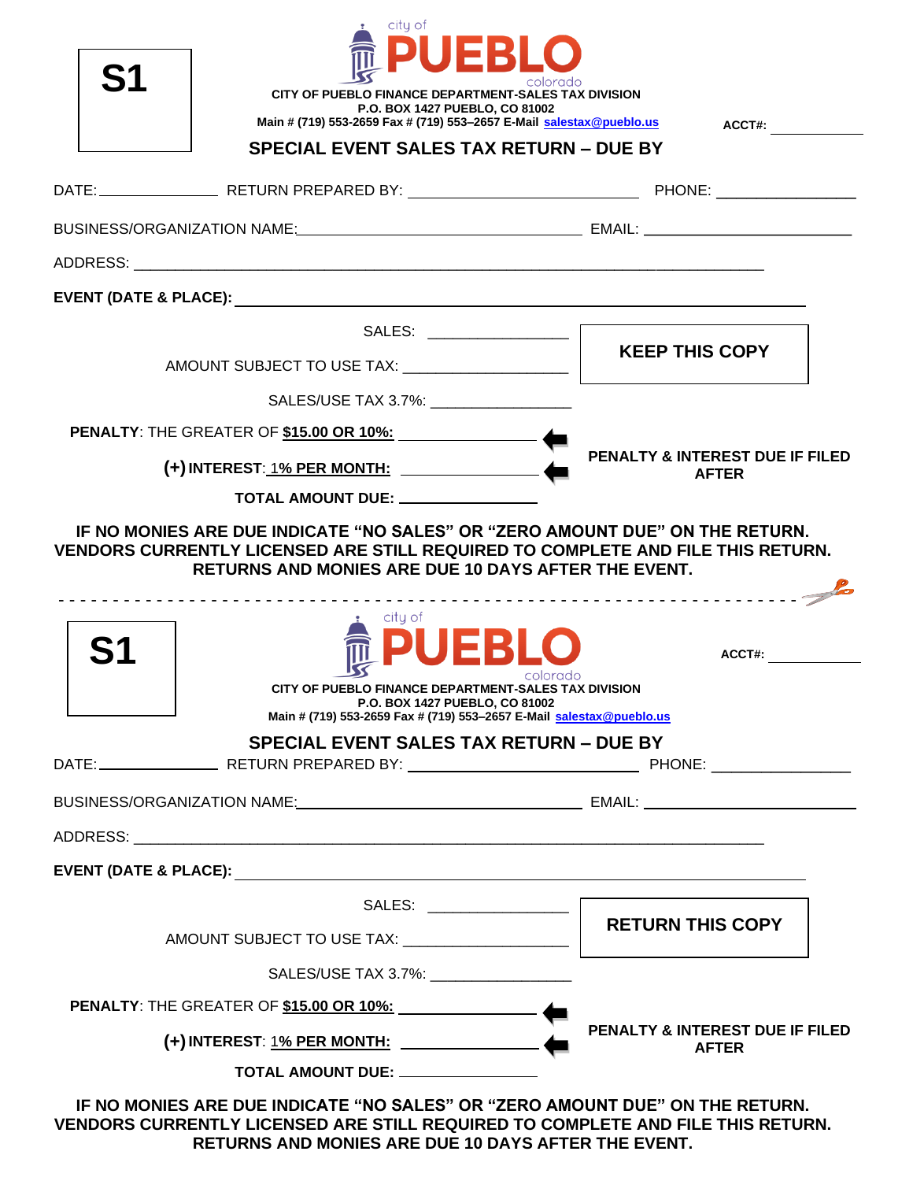**S1**

city of **PUEBLO** colorado

**CITY OF PUEBLO FINANCE DEPARTMENT-SALES TAX DIVISION**
**P.O. BOX 1427 PUEBLO, CO 81002**
**Main # (719) 553-2659 Fax # (719) 553–2657 E-Mail salestax@pueblo.us**

**ACCT#:** ____________

## SPECIAL EVENT SALES TAX RETURN – DUE BY

DATE: ______________ RETURN PREPARED BY: ___________________________ PHONE: ________________

BUSINESS/ORGANIZATION NAME: ________________________________ EMAIL: ________________________

ADDRESS: ________________________________________________________________________

**EVENT (DATE & PLACE):** ________________________________________________________________

SALES: ________________

AMOUNT SUBJECT TO USE TAX: ____________________

SALES/USE TAX 3.7%: ________________

**KEEP THIS COPY**

**PENALTY**: THE GREATER OF **$15.00 OR 10%:** ________________

**(+) INTEREST**: **1% PER MONTH:** ________________

**PENALTY & INTEREST DUE IF FILED AFTER**

**TOTAL AMOUNT DUE:** ________________

**IF NO MONIES ARE DUE INDICATE "NO SALES" OR "ZERO AMOUNT DUE" ON THE RETURN.**
**VENDORS CURRENTLY LICENSED ARE STILL REQUIRED TO COMPLETE AND FILE THIS RETURN.**
**RETURNS AND MONIES ARE DUE 10 DAYS AFTER THE EVENT.**

- - - - - - - - - - - - - - - - - - - - - - - - - - - - - - - - - - - - - - - - - - - - - - - - - - - - - - - -

**S1**

city of **PUEBLO** colorado

**ACCT#:** ____________

**CITY OF PUEBLO FINANCE DEPARTMENT-SALES TAX DIVISION**
**P.O. BOX 1427 PUEBLO, CO 81002**
**Main # (719) 553-2659 Fax # (719) 553–2657 E-Mail salestax@pueblo.us**

## SPECIAL EVENT SALES TAX RETURN – DUE BY

DATE: ______________ RETURN PREPARED BY: ___________________________ PHONE: ________________

BUSINESS/ORGANIZATION NAME: ________________________________ EMAIL: ________________________

ADDRESS: ________________________________________________________________________

**EVENT (DATE & PLACE):** ________________________________________________________________

SALES: ________________

AMOUNT SUBJECT TO USE TAX: ____________________

SALES/USE TAX 3.7%: ________________

**RETURN THIS COPY**

**PENALTY**: THE GREATER OF **$15.00 OR 10%:** ________________

**(+) INTEREST**: **1% PER MONTH:** ________________

**PENALTY & INTEREST DUE IF FILED AFTER**

**TOTAL AMOUNT DUE:** ________________

**IF NO MONIES ARE DUE INDICATE "NO SALES" OR "ZERO AMOUNT DUE" ON THE RETURN.**
**VENDORS CURRENTLY LICENSED ARE STILL REQUIRED TO COMPLETE AND FILE THIS RETURN.**
**RETURNS AND MONIES ARE DUE 10 DAYS AFTER THE EVENT.**